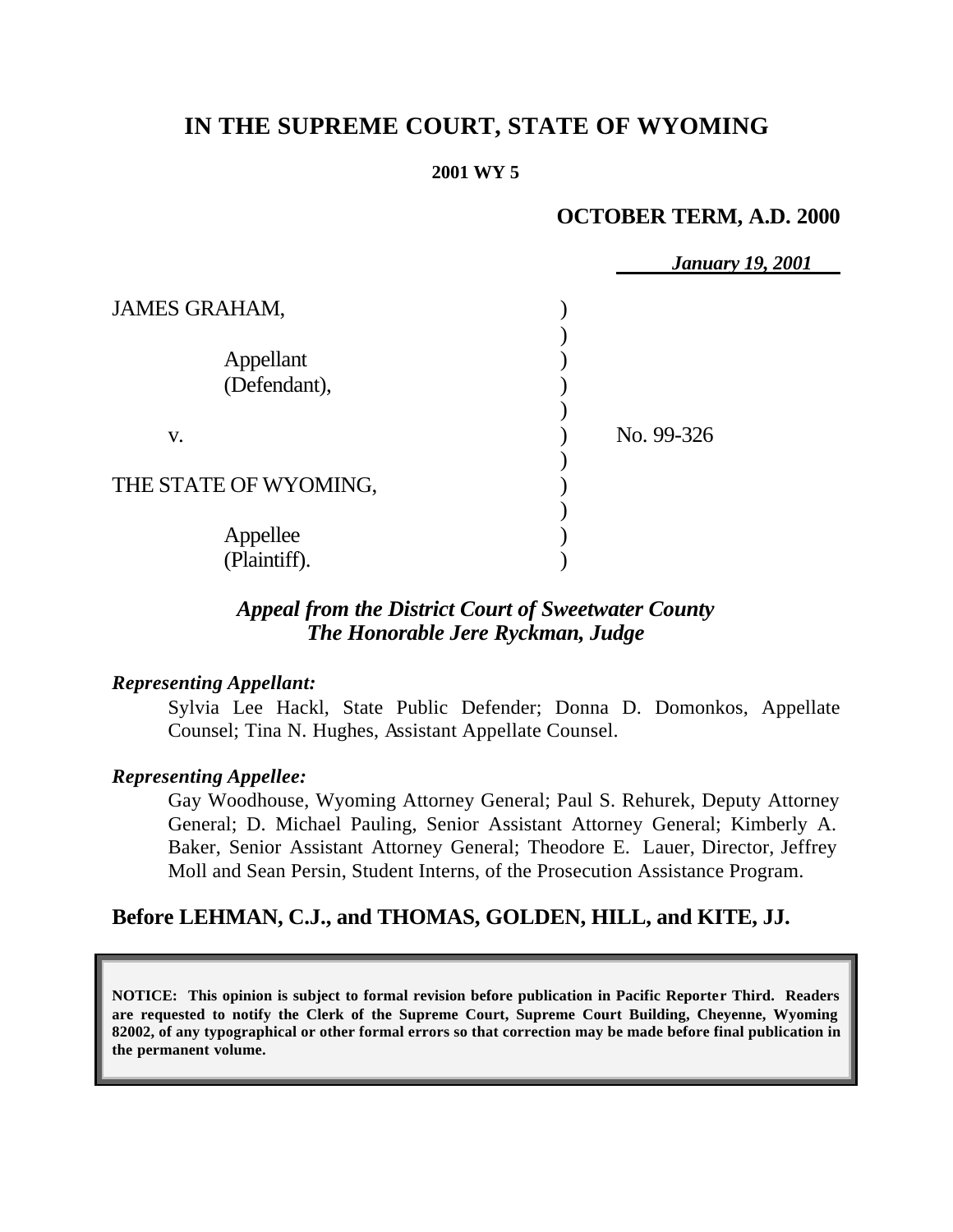# IN THE SUPREME COURT, STATE OF WYOMING

**2001 WY 5**

**OCTOBER TERM, A.D. 2000**

***January 19, 2001***

| | | |
|---|---|---|
| JAMES GRAHAM, | ) | |
| | ) | |
| Appellant | ) | |
| (Defendant), | ) | |
| | ) | |
| v. | ) | No. 99-326 |
| | ) | |
| THE STATE OF WYOMING, | ) | |
| | ) | |
| Appellee | ) | |
| (Plaintiff). | ) | |

***Appeal from the District Court of Sweetwater County***
***The Honorable Jere Ryckman, Judge***

***Representing Appellant:***

Sylvia Lee Hackl, State Public Defender; Donna D. Domonkos, Appellate Counsel; Tina N. Hughes, Assistant Appellate Counsel.

***Representing Appellee:***

Gay Woodhouse, Wyoming Attorney General; Paul S. Rehurek, Deputy Attorney General; D. Michael Pauling, Senior Assistant Attorney General; Kimberly A. Baker, Senior Assistant Attorney General; Theodore E. Lauer, Director, Jeffrey Moll and Sean Persin, Student Interns, of the Prosecution Assistance Program.

## Before LEHMAN, C.J., and THOMAS, GOLDEN, HILL, and KITE, JJ.

**NOTICE: This opinion is subject to formal revision before publication in Pacific Reporter Third. Readers are requested to notify the Clerk of the Supreme Court, Supreme Court Building, Cheyenne, Wyoming 82002, of any typographical or other formal errors so that correction may be made before final publication in the permanent volume.**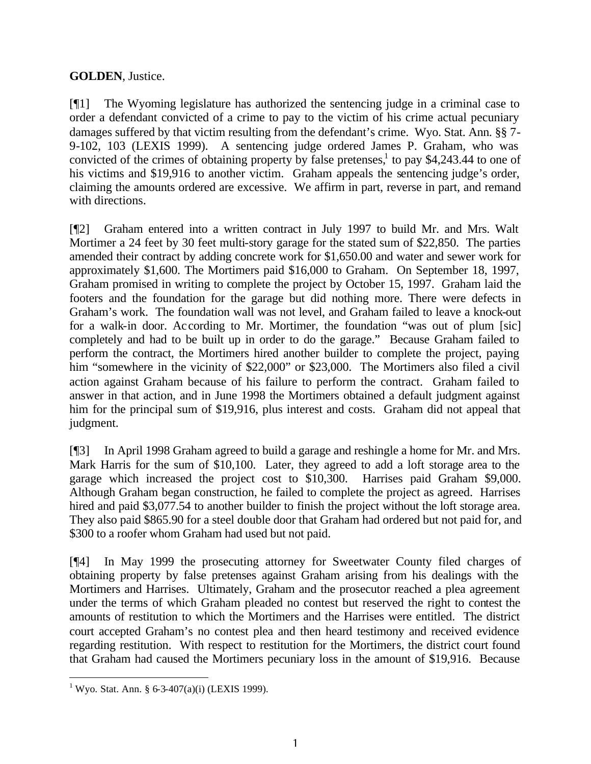**GOLDEN**, Justice.

[¶1] The Wyoming legislature has authorized the sentencing judge in a criminal case to order a defendant convicted of a crime to pay to the victim of his crime actual pecuniary damages suffered by that victim resulting from the defendant's crime. Wyo. Stat. Ann. §§ 7-9-102, 103 (LEXIS 1999). A sentencing judge ordered James P. Graham, who was convicted of the crimes of obtaining property by false pretenses,[1] to pay $4,243.44 to one of his victims and $19,916 to another victim. Graham appeals the sentencing judge's order, claiming the amounts ordered are excessive. We affirm in part, reverse in part, and remand with directions.

[¶2] Graham entered into a written contract in July 1997 to build Mr. and Mrs. Walt Mortimer a 24 feet by 30 feet multi-story garage for the stated sum of $22,850. The parties amended their contract by adding concrete work for $1,650.00 and water and sewer work for approximately $1,600. The Mortimers paid $16,000 to Graham. On September 18, 1997, Graham promised in writing to complete the project by October 15, 1997. Graham laid the footers and the foundation for the garage but did nothing more. There were defects in Graham's work. The foundation wall was not level, and Graham failed to leave a knock-out for a walk-in door. According to Mr. Mortimer, the foundation "was out of plum [sic] completely and had to be built up in order to do the garage." Because Graham failed to perform the contract, the Mortimers hired another builder to complete the project, paying him "somewhere in the vicinity of $22,000" or $23,000. The Mortimers also filed a civil action against Graham because of his failure to perform the contract. Graham failed to answer in that action, and in June 1998 the Mortimers obtained a default judgment against him for the principal sum of $19,916, plus interest and costs. Graham did not appeal that judgment.

[¶3] In April 1998 Graham agreed to build a garage and reshingle a home for Mr. and Mrs. Mark Harris for the sum of $10,100. Later, they agreed to add a loft storage area to the garage which increased the project cost to $10,300. Harrises paid Graham $9,000. Although Graham began construction, he failed to complete the project as agreed. Harrises hired and paid $3,077.54 to another builder to finish the project without the loft storage area. They also paid $865.90 for a steel double door that Graham had ordered but not paid for, and $300 to a roofer whom Graham had used but not paid.

[¶4] In May 1999 the prosecuting attorney for Sweetwater County filed charges of obtaining property by false pretenses against Graham arising from his dealings with the Mortimers and Harrises. Ultimately, Graham and the prosecutor reached a plea agreement under the terms of which Graham pleaded no contest but reserved the right to contest the amounts of restitution to which the Mortimers and the Harrises were entitled. The district court accepted Graham's no contest plea and then heard testimony and received evidence regarding restitution. With respect to restitution for the Mortimers, the district court found that Graham had caused the Mortimers pecuniary loss in the amount of $19,916. Because

[1] Wyo. Stat. Ann. § 6-3-407(a)(i) (LEXIS 1999).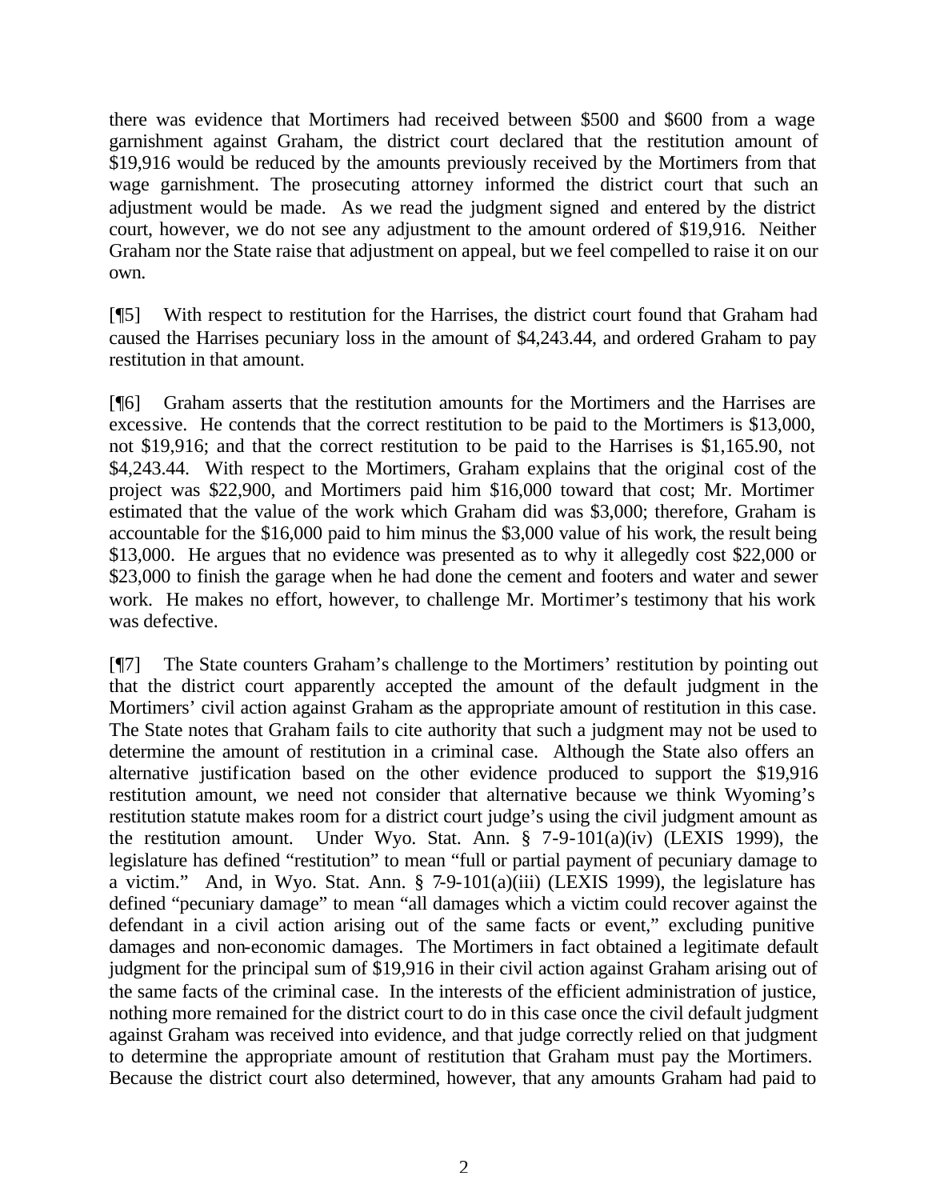there was evidence that Mortimers had received between $500 and $600 from a wage garnishment against Graham, the district court declared that the restitution amount of $19,916 would be reduced by the amounts previously received by the Mortimers from that wage garnishment. The prosecuting attorney informed the district court that such an adjustment would be made. As we read the judgment signed and entered by the district court, however, we do not see any adjustment to the amount ordered of $19,916. Neither Graham nor the State raise that adjustment on appeal, but we feel compelled to raise it on our own.

[¶5] With respect to restitution for the Harrises, the district court found that Graham had caused the Harrises pecuniary loss in the amount of $4,243.44, and ordered Graham to pay restitution in that amount.

[¶6] Graham asserts that the restitution amounts for the Mortimers and the Harrises are excessive. He contends that the correct restitution to be paid to the Mortimers is $13,000, not $19,916; and that the correct restitution to be paid to the Harrises is $1,165.90, not $4,243.44. With respect to the Mortimers, Graham explains that the original cost of the project was $22,900, and Mortimers paid him $16,000 toward that cost; Mr. Mortimer estimated that the value of the work which Graham did was $3,000; therefore, Graham is accountable for the $16,000 paid to him minus the $3,000 value of his work, the result being $13,000. He argues that no evidence was presented as to why it allegedly cost $22,000 or $23,000 to finish the garage when he had done the cement and footers and water and sewer work. He makes no effort, however, to challenge Mr. Mortimer's testimony that his work was defective.

[¶7] The State counters Graham's challenge to the Mortimers' restitution by pointing out that the district court apparently accepted the amount of the default judgment in the Mortimers' civil action against Graham as the appropriate amount of restitution in this case. The State notes that Graham fails to cite authority that such a judgment may not be used to determine the amount of restitution in a criminal case. Although the State also offers an alternative justification based on the other evidence produced to support the $19,916 restitution amount, we need not consider that alternative because we think Wyoming's restitution statute makes room for a district court judge's using the civil judgment amount as the restitution amount. Under Wyo. Stat. Ann. § 7-9-101(a)(iv) (LEXIS 1999), the legislature has defined "restitution" to mean "full or partial payment of pecuniary damage to a victim." And, in Wyo. Stat. Ann. § 7-9-101(a)(iii) (LEXIS 1999), the legislature has defined "pecuniary damage" to mean "all damages which a victim could recover against the defendant in a civil action arising out of the same facts or event," excluding punitive damages and non-economic damages. The Mortimers in fact obtained a legitimate default judgment for the principal sum of $19,916 in their civil action against Graham arising out of the same facts of the criminal case. In the interests of the efficient administration of justice, nothing more remained for the district court to do in this case once the civil default judgment against Graham was received into evidence, and that judge correctly relied on that judgment to determine the appropriate amount of restitution that Graham must pay the Mortimers. Because the district court also determined, however, that any amounts Graham had paid to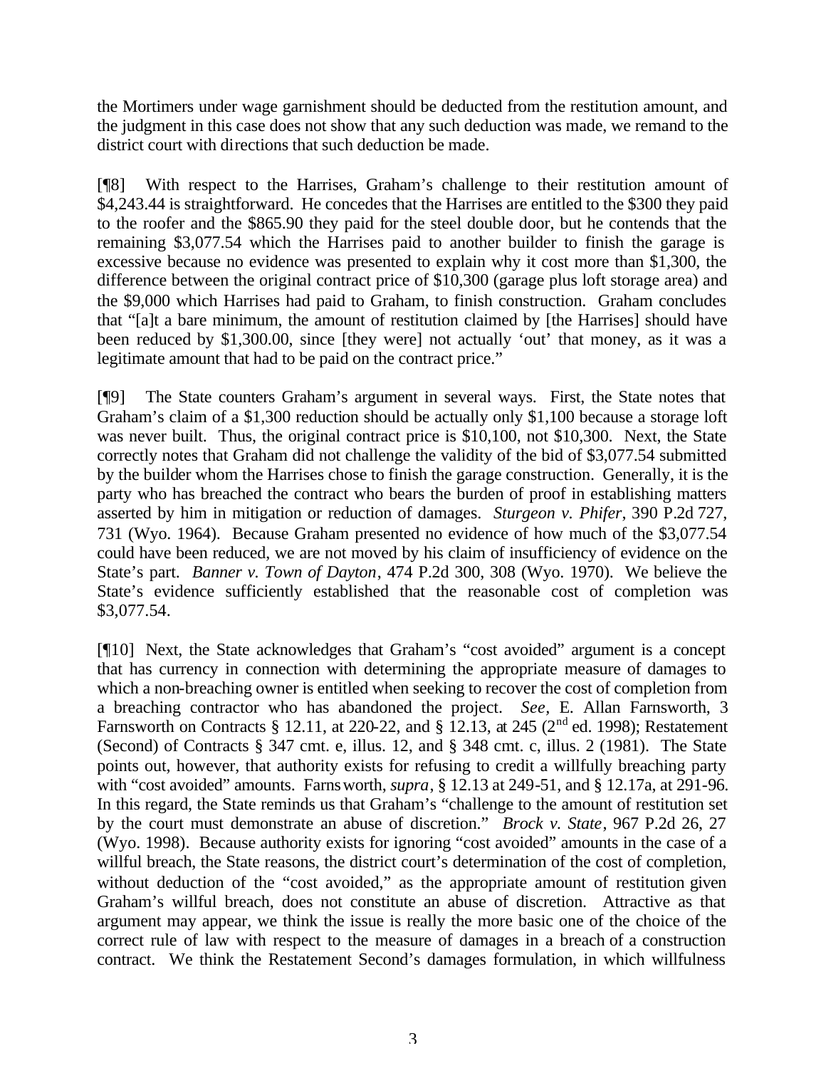the Mortimers under wage garnishment should be deducted from the restitution amount, and the judgment in this case does not show that any such deduction was made, we remand to the district court with directions that such deduction be made.

[¶8] With respect to the Harrises, Graham's challenge to their restitution amount of $4,243.44 is straightforward. He concedes that the Harrises are entitled to the $300 they paid to the roofer and the $865.90 they paid for the steel double door, but he contends that the remaining $3,077.54 which the Harrises paid to another builder to finish the garage is excessive because no evidence was presented to explain why it cost more than $1,300, the difference between the original contract price of $10,300 (garage plus loft storage area) and the $9,000 which Harrises had paid to Graham, to finish construction. Graham concludes that "[a]t a bare minimum, the amount of restitution claimed by [the Harrises] should have been reduced by $1,300.00, since [they were] not actually 'out' that money, as it was a legitimate amount that had to be paid on the contract price."

[¶9] The State counters Graham's argument in several ways. First, the State notes that Graham's claim of a $1,300 reduction should be actually only $1,100 because a storage loft was never built. Thus, the original contract price is $10,100, not $10,300. Next, the State correctly notes that Graham did not challenge the validity of the bid of $3,077.54 submitted by the builder whom the Harrises chose to finish the garage construction. Generally, it is the party who has breached the contract who bears the burden of proof in establishing matters asserted by him in mitigation or reduction of damages. *Sturgeon v. Phifer*, 390 P.2d 727, 731 (Wyo. 1964). Because Graham presented no evidence of how much of the $3,077.54 could have been reduced, we are not moved by his claim of insufficiency of evidence on the State's part. *Banner v. Town of Dayton*, 474 P.2d 300, 308 (Wyo. 1970). We believe the State's evidence sufficiently established that the reasonable cost of completion was $3,077.54.

[¶10] Next, the State acknowledges that Graham's "cost avoided" argument is a concept that has currency in connection with determining the appropriate measure of damages to which a non-breaching owner is entitled when seeking to recover the cost of completion from a breaching contractor who has abandoned the project. *See*, E. Allan Farnsworth, 3 Farnsworth on Contracts § 12.11, at 220-22, and § 12.13, at 245 (2nd ed. 1998); Restatement (Second) of Contracts § 347 cmt. e, illus. 12, and § 348 cmt. c, illus. 2 (1981). The State points out, however, that authority exists for refusing to credit a willfully breaching party with "cost avoided" amounts. Farnsworth, *supra*, § 12.13 at 249-51, and § 12.17a, at 291-96. In this regard, the State reminds us that Graham's "challenge to the amount of restitution set by the court must demonstrate an abuse of discretion." *Brock v. State*, 967 P.2d 26, 27 (Wyo. 1998). Because authority exists for ignoring "cost avoided" amounts in the case of a willful breach, the State reasons, the district court's determination of the cost of completion, without deduction of the "cost avoided," as the appropriate amount of restitution given Graham's willful breach, does not constitute an abuse of discretion. Attractive as that argument may appear, we think the issue is really the more basic one of the choice of the correct rule of law with respect to the measure of damages in a breach of a construction contract. We think the Restatement Second's damages formulation, in which willfulness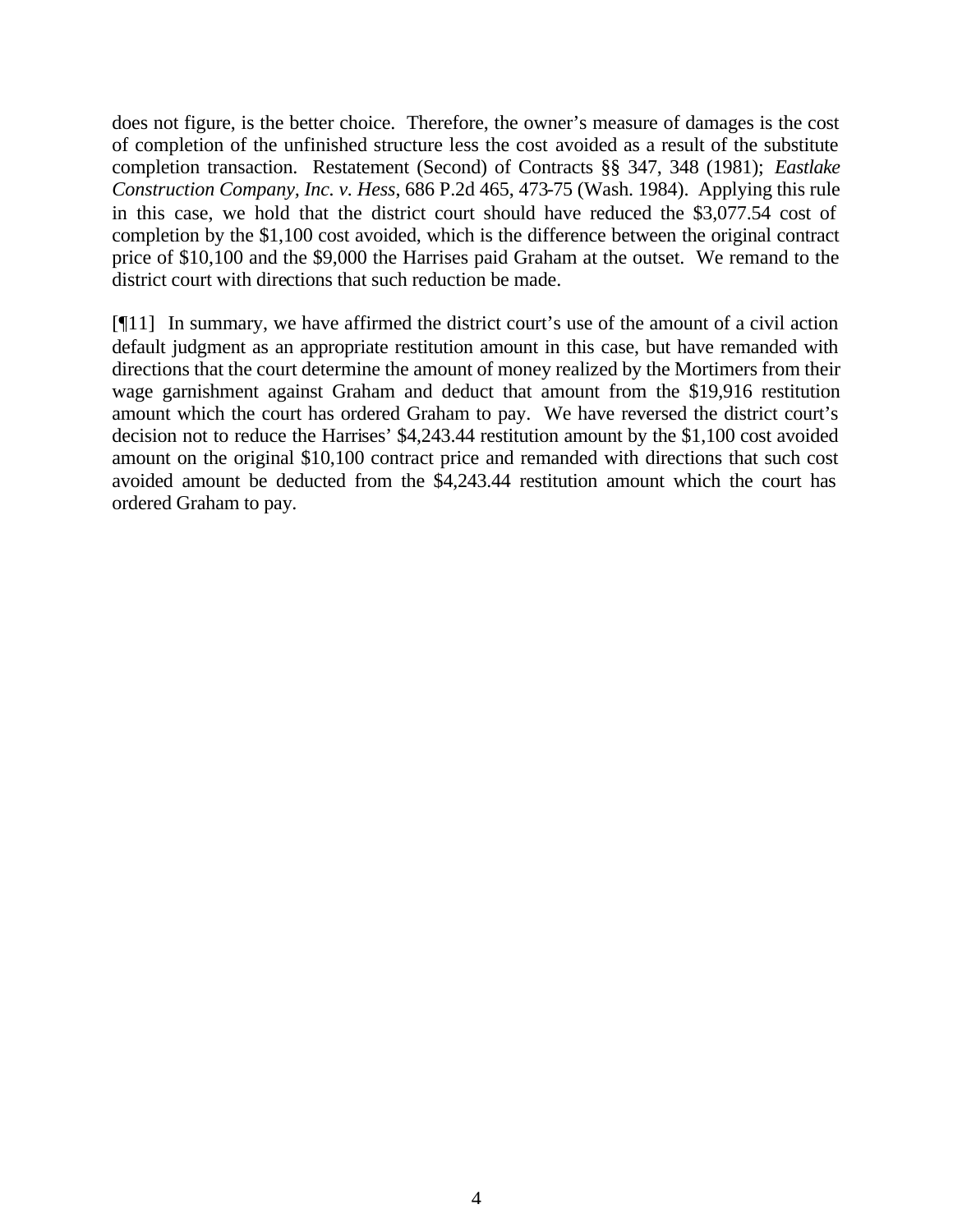does not figure, is the better choice. Therefore, the owner's measure of damages is the cost of completion of the unfinished structure less the cost avoided as a result of the substitute completion transaction. Restatement (Second) of Contracts §§ 347, 348 (1981); *Eastlake Construction Company, Inc. v. Hess*, 686 P.2d 465, 473-75 (Wash. 1984). Applying this rule in this case, we hold that the district court should have reduced the $3,077.54 cost of completion by the $1,100 cost avoided, which is the difference between the original contract price of $10,100 and the $9,000 the Harrises paid Graham at the outset. We remand to the district court with directions that such reduction be made.

[¶11] In summary, we have affirmed the district court's use of the amount of a civil action default judgment as an appropriate restitution amount in this case, but have remanded with directions that the court determine the amount of money realized by the Mortimers from their wage garnishment against Graham and deduct that amount from the $19,916 restitution amount which the court has ordered Graham to pay. We have reversed the district court's decision not to reduce the Harrises' $4,243.44 restitution amount by the $1,100 cost avoided amount on the original $10,100 contract price and remanded with directions that such cost avoided amount be deducted from the $4,243.44 restitution amount which the court has ordered Graham to pay.